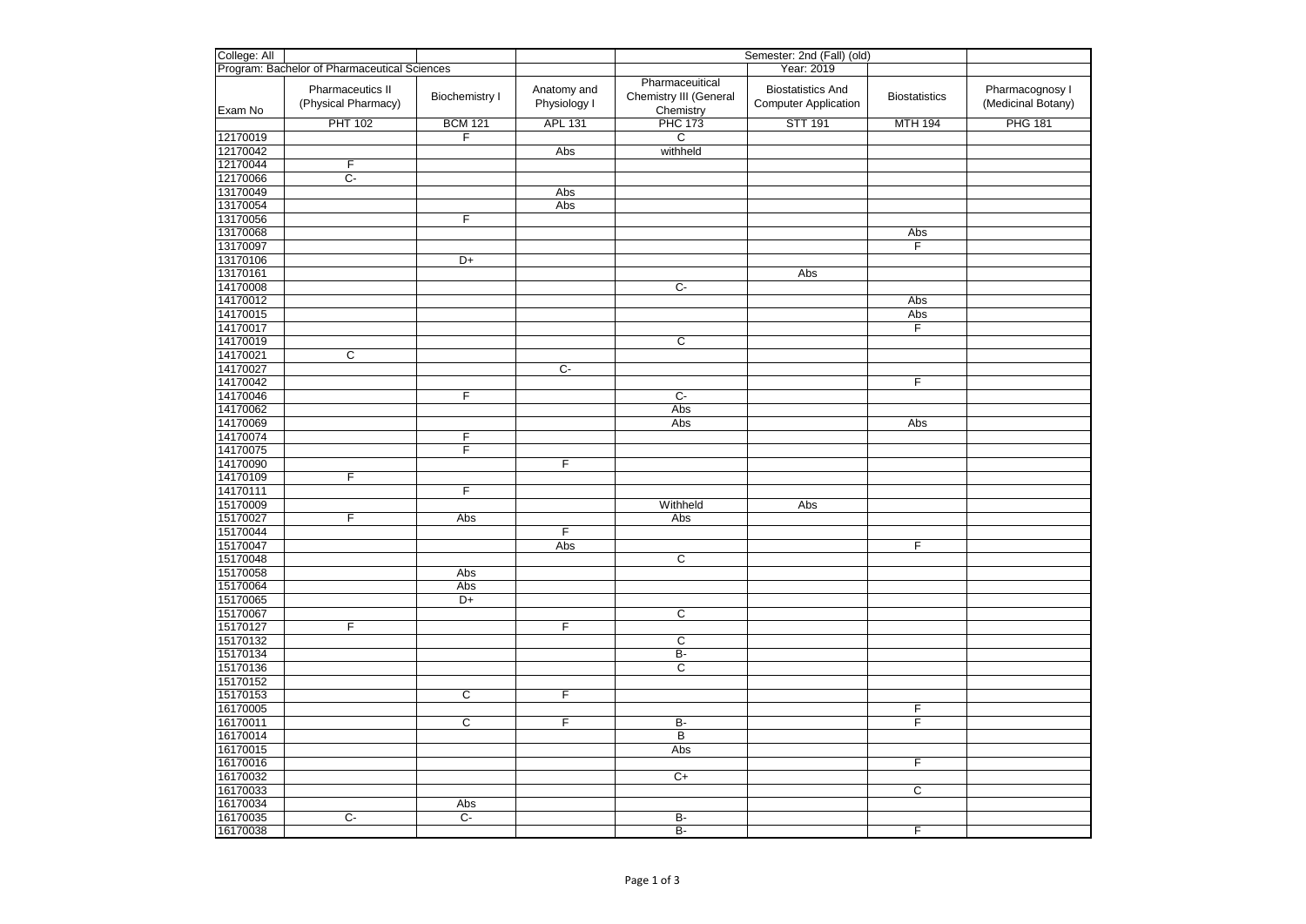| College: All | | | | Semester: 2nd (Fall) (old) | | | |
|---|---|---|---|---|---|---|---|
| Program: Bachelor of Pharmaceutical Sciences | | | | | Year: 2019 | | |
| Exam No | Pharmaceutics II (Physical Pharmacy) | Biochemistry I | Anatomy and Physiology I | Pharmaceuitical Chemistry III (General Chemistry | Biostatistics And Computer Application | Biostatistics | Pharmacognosy I (Medicinal Botany) |
| | PHT 102 | BCM 121 | APL 131 | PHC 173 | STT 191 | MTH 194 | PHG 181 |
| 12170019 | | F | | C | | | |
| 12170042 | | | Abs | withheld | | | |
| 12170044 | F | | | | | | |
| 12170066 | C- | | | | | | |
| 13170049 | | | Abs | | | | |
| 13170054 | | | Abs | | | | |
| 13170056 | | F | | | | | |
| 13170068 | | | | | | Abs | |
| 13170097 | | | | | | F | |
| 13170106 | | D+ | | | | | |
| 13170161 | | | | | Abs | | |
| 14170008 | | | | C- | | | |
| 14170012 | | | | | | Abs | |
| 14170015 | | | | | | Abs | |
| 14170017 | | | | | | F | |
| 14170019 | | | | C | | | |
| 14170021 | C | | | | | | |
| 14170027 | | | C- | | | | |
| 14170042 | | | | | | F | |
| 14170046 | | F | | C- | | | |
| 14170062 | | | | Abs | | | |
| 14170069 | | | | Abs | | Abs | |
| 14170074 | | F | | | | | |
| 14170075 | | F | | | | | |
| 14170090 | | | F | | | | |
| 14170109 | F | | | | | | |
| 14170111 | | F | | | | | |
| 15170009 | | | | Withheld | Abs | | |
| 15170027 | F | Abs | | Abs | | | |
| 15170044 | | | F | | | | |
| 15170047 | | | Abs | | | F | |
| 15170048 | | | | C | | | |
| 15170058 | | Abs | | | | | |
| 15170064 | | Abs | | | | | |
| 15170065 | | D+ | | | | | |
| 15170067 | | | | C | | | |
| 15170127 | F | | F | | | | |
| 15170132 | | | | C | | | |
| 15170134 | | | | B- | | | |
| 15170136 | | | | C | | | |
| 15170152 | | | | | | | |
| 15170153 | | C | F | | | | |
| 16170005 | | | | | | F | |
| 16170011 | | C | F | B- | | F | |
| 16170014 | | | | B | | | |
| 16170015 | | | | Abs | | | |
| 16170016 | | | | | | F | |
| 16170032 | | | | C+ | | | |
| 16170033 | | | | | | C | |
| 16170034 | | Abs | | | | | |
| 16170035 | C- | C- | | B- | | | |
| 16170038 | | | | B- | | F | |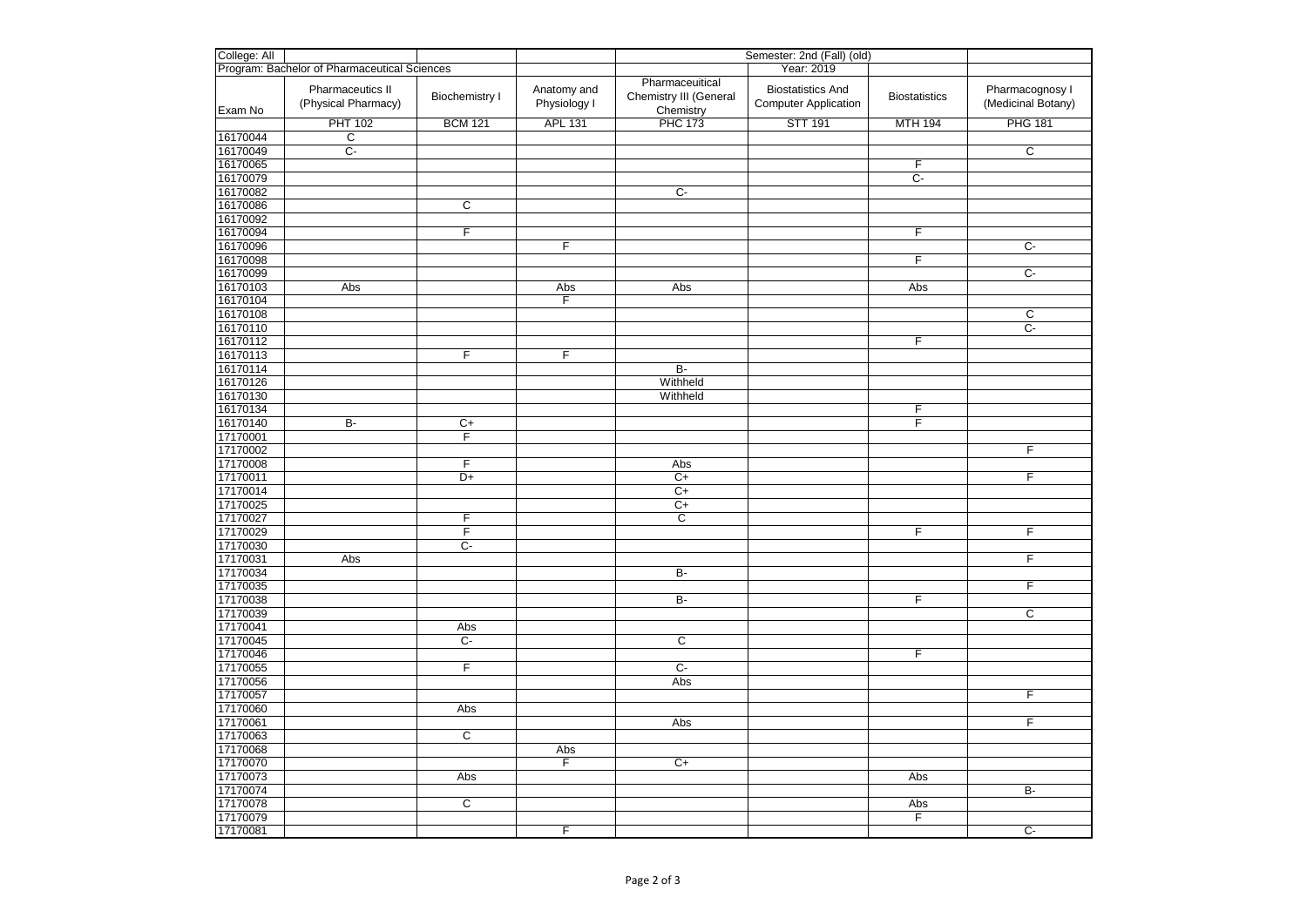| College: All | | | | Semester: 2nd (Fall) (old) | | | |
|---|---|---|---|---|---|---|---|
| Program: Bachelor of Pharmaceutical Sciences | | | | | Year: 2019 | | |
| Exam No | Pharmaceutics II (Physical Pharmacy) | Biochemistry I | Anatomy and Physiology I | Pharmaceuitical Chemistry III (General Chemistry | Biostatistics And Computer Application | Biostatistics | Pharmacognosy I (Medicinal Botany) |
| | PHT 102 | BCM 121 | APL 131 | PHC 173 | STT 191 | MTH 194 | PHG 181 |
| 16170044 | C | | | | | | |
| 16170049 | C- | | | | | | C |
| 16170065 | | | | | | F | |
| 16170079 | | | | | | C- | |
| 16170082 | | | | C- | | | |
| 16170086 | | C | | | | | |
| 16170092 | | | | | | | |
| 16170094 | | F | | | | F | |
| 16170096 | | | F | | | | C- |
| 16170098 | | | | | | F | |
| 16170099 | | | | | | | C- |
| 16170103 | Abs | | Abs | Abs | | Abs | |
| 16170104 | | | F | | | | |
| 16170108 | | | | | | | C |
| 16170110 | | | | | | | C- |
| 16170112 | | | | | | F | |
| 16170113 | | F | F | | | | |
| 16170114 | | | | B- | | | |
| 16170126 | | | | Withheld | | | |
| 16170130 | | | | Withheld | | | |
| 16170134 | | | | | | F | |
| 16170140 | B- | C+ | | | | F | |
| 17170001 | | F | | | | | |
| 17170002 | | | | | | | F |
| 17170008 | | F | | Abs | | | |
| 17170011 | | D+ | | C+ | | | F |
| 17170014 | | | | C+ | | | |
| 17170025 | | | | C+ | | | |
| 17170027 | | F | | C | | | |
| 17170029 | | F | | | | F | F |
| 17170030 | | C- | | | | | |
| 17170031 | Abs | | | | | | F |
| 17170034 | | | | B- | | | |
| 17170035 | | | | | | | F |
| 17170038 | | | | B- | | F | |
| 17170039 | | | | | | | C |
| 17170041 | | Abs | | | | | |
| 17170045 | | C- | | C | | | |
| 17170046 | | | | | | F | |
| 17170055 | | F | | C- | | | |
| 17170056 | | | | Abs | | | |
| 17170057 | | | | | | | F |
| 17170060 | | Abs | | | | | |
| 17170061 | | | | Abs | | | F |
| 17170063 | | C | | | | | |
| 17170068 | | | Abs | | | | |
| 17170070 | | | F | C+ | | | |
| 17170073 | | Abs | | | | Abs | |
| 17170074 | | | | | | | B- |
| 17170078 | | C | | | | Abs | |
| 17170079 | | | | | | F | |
| 17170081 | | | F | | | | C- |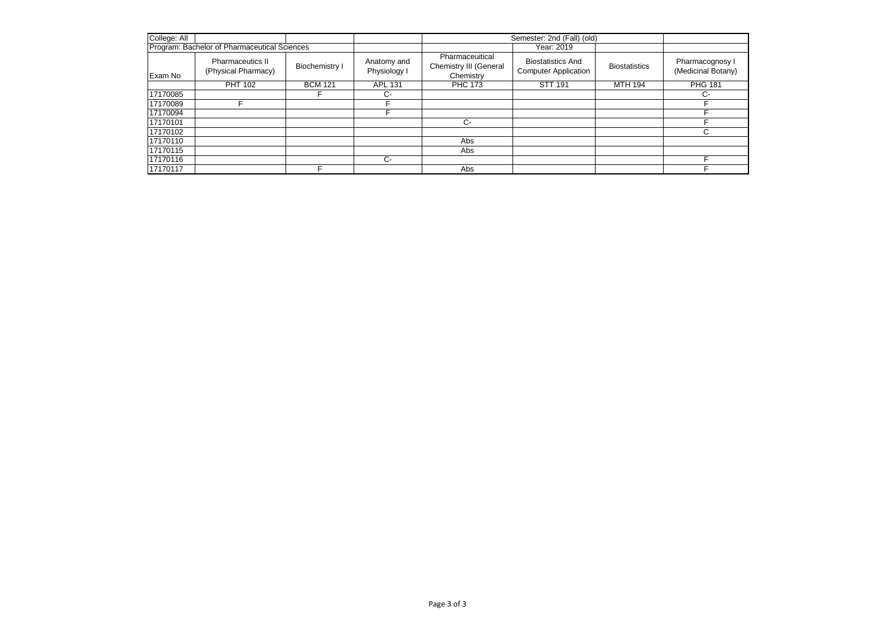| College: All | | | | Semester: 2nd (Fall) (old) | | | |
|---|---|---|---|---|---|---|---|
| Program: Bachelor of Pharmaceutical Sciences | | | | | Year: 2019 | | |
| Exam No | Pharmaceutics II (Physical Pharmacy) | Biochemistry I | Anatomy and Physiology I | Pharmaceuitical Chemistry III (General Chemistry | Biostatistics And Computer Application | Biostatistics | Pharmacognosy I (Medicinal Botany) |
| | PHT 102 | BCM 121 | APL 131 | PHC 173 | STT 191 | MTH 194 | PHG 181 |
| 17170085 | | F | C- | | | | C- |
| 17170089 | F | | F | | | | F |
| 17170094 | | | F | | | | F |
| 17170101 | | | | C- | | | F |
| 17170102 | | | | | | | C |
| 17170110 | | | | Abs | | | |
| 17170115 | | | | Abs | | | |
| 17170116 | | | C- | | | | F |
| 17170117 | | F | | Abs | | | F |